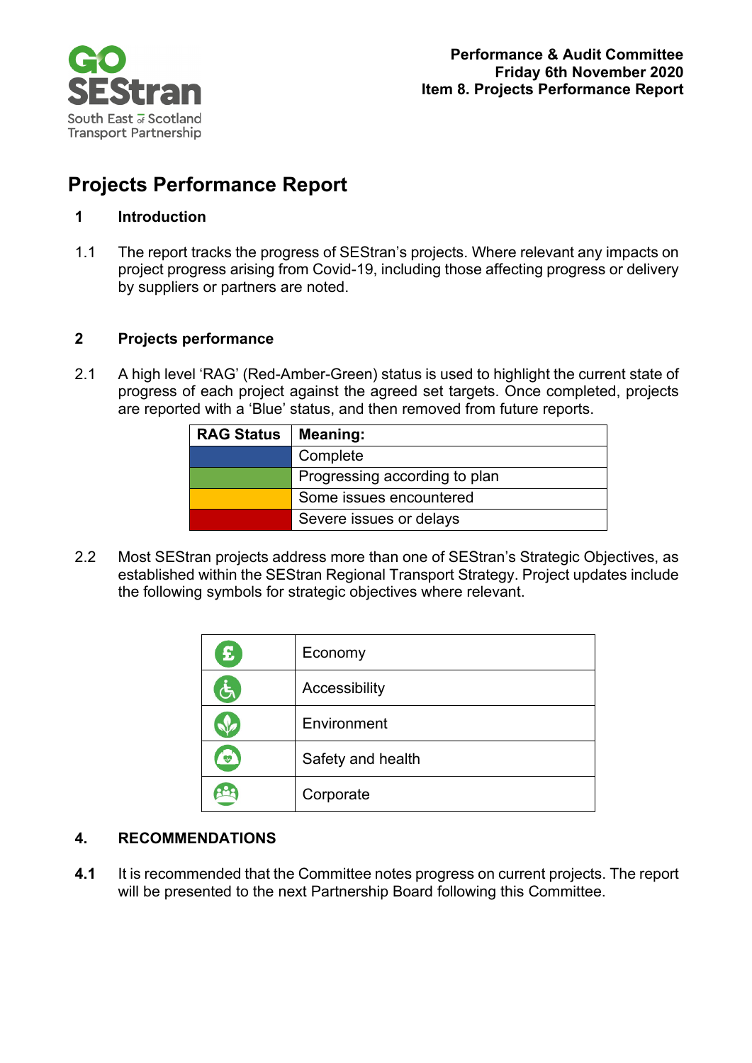**Performance & Audit Committee**
**Friday 6th November 2020**
**Item 8. Projects Performance Report**

# Projects Performance Report

## 1 Introduction

1.1 The report tracks the progress of SEStran's projects. Where relevant any impacts on project progress arising from Covid-19, including those affecting progress or delivery by suppliers or partners are noted.

## 2 Projects performance

2.1 A high level 'RAG' (Red-Amber-Green) status is used to highlight the current state of progress of each project against the agreed set targets. Once completed, projects are reported with a 'Blue' status, and then removed from future reports.

| RAG Status | Meaning: |
|---|---|
| Blue | Complete |
| Green | Progressing according to plan |
| Amber | Some issues encountered |
| Red | Severe issues or delays |

2.2 Most SEStran projects address more than one of SEStran's Strategic Objectives, as established within the SEStran Regional Transport Strategy. Project updates include the following symbols for strategic objectives where relevant.

| Symbol | Objective |
|---|---|
| £ | Economy |
| | Accessibility |
| | Environment |
| | Safety and health |
| | Corporate |

## 4. RECOMMENDATIONS

**4.1** It is recommended that the Committee notes progress on current projects. The report will be presented to the next Partnership Board following this Committee.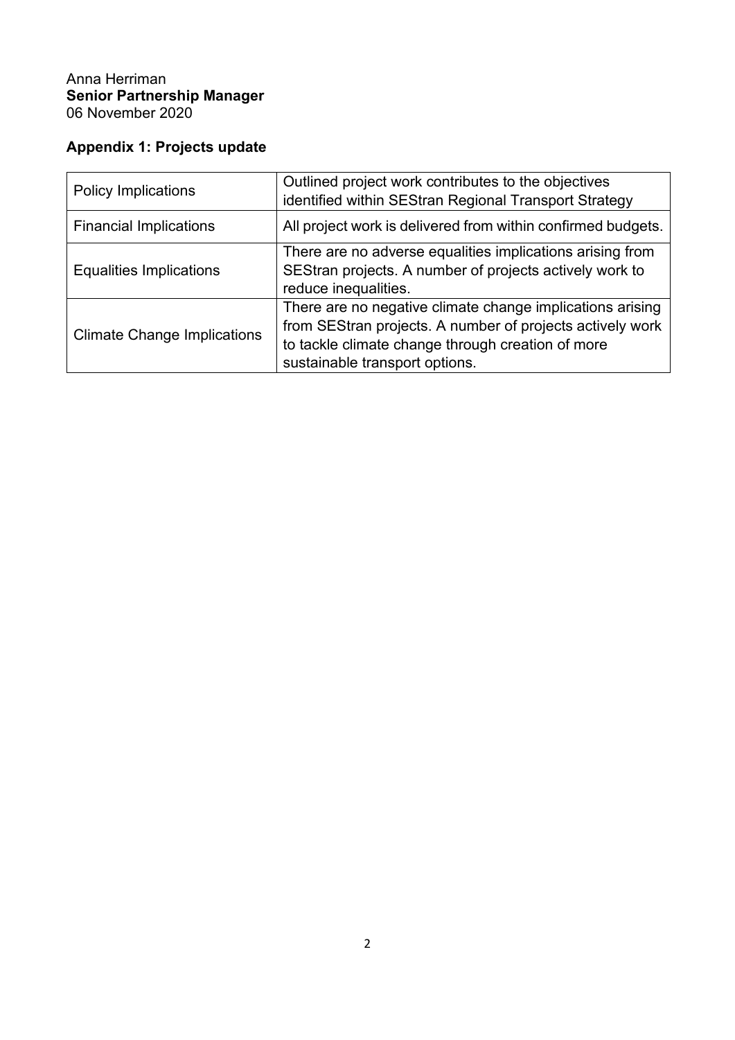Anna Herriman
**Senior Partnership Manager**
06 November 2020

**Appendix 1: Projects update**

| | |
|---|---|
| Policy Implications | Outlined project work contributes to the objectives identified within SEStran Regional Transport Strategy |
| Financial Implications | All project work is delivered from within confirmed budgets. |
| Equalities Implications | There are no adverse equalities implications arising from SEStran projects. A number of projects actively work to reduce inequalities. |
| Climate Change Implications | There are no negative climate change implications arising from SEStran projects. A number of projects actively work to tackle climate change through creation of more sustainable transport options. |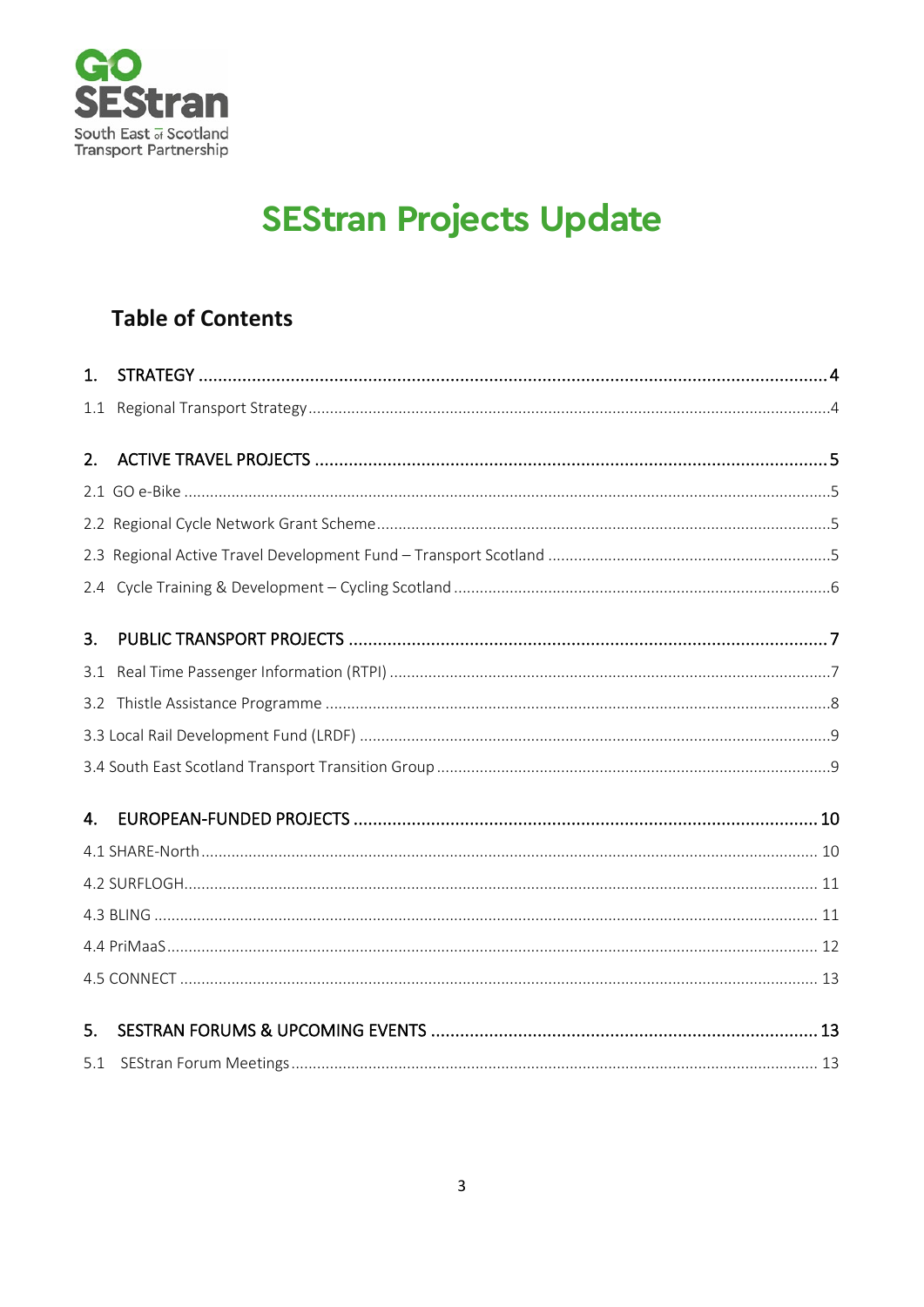GO SEStran
South East of Scotland Transport Partnership

# SEStran Projects Update

## Table of Contents

1. STRATEGY ........ 4
   - 1.1 Regional Transport Strategy ........ 4
2. ACTIVE TRAVEL PROJECTS ........ 5
   - 2.1 GO e-Bike ........ 5
   - 2.2 Regional Cycle Network Grant Scheme ........ 5
   - 2.3 Regional Active Travel Development Fund – Transport Scotland ........ 5
   - 2.4 Cycle Training & Development – Cycling Scotland ........ 6
3. PUBLIC TRANSPORT PROJECTS ........ 7
   - 3.1 Real Time Passenger Information (RTPI) ........ 7
   - 3.2 Thistle Assistance Programme ........ 8
   - 3.3 Local Rail Development Fund (LRDF) ........ 9
   - 3.4 South East Scotland Transport Transition Group ........ 9
4. EUROPEAN-FUNDED PROJECTS ........ 10
   - 4.1 SHARE-North ........ 10
   - 4.2 SURFLOGH ........ 11
   - 4.3 BLING ........ 11
   - 4.4 PriMaaS ........ 12
   - 4.5 CONNECT ........ 13
5. SESTRAN FORUMS & UPCOMING EVENTS ........ 13
   - 5.1 SEStran Forum Meetings ........ 13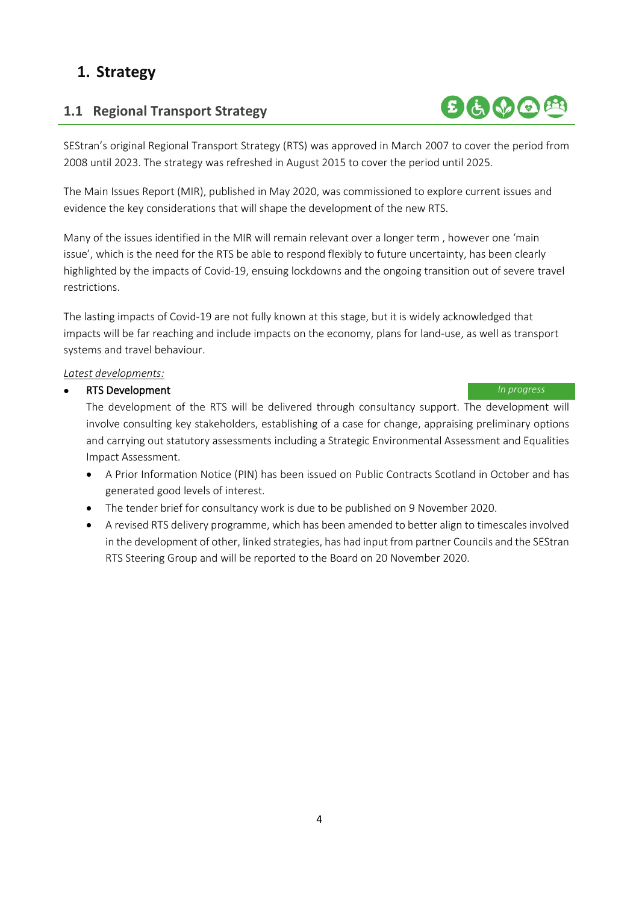# 1. Strategy

## 1.1 Regional Transport Strategy

SEStran's original Regional Transport Strategy (RTS) was approved in March 2007 to cover the period from 2008 until 2023. The strategy was refreshed in August 2015 to cover the period until 2025.

The Main Issues Report (MIR), published in May 2020, was commissioned to explore current issues and evidence the key considerations that will shape the development of the new RTS.

Many of the issues identified in the MIR will remain relevant over a longer term , however one 'main issue', which is the need for the RTS be able to respond flexibly to future uncertainty, has been clearly highlighted by the impacts of Covid-19, ensuing lockdowns and the ongoing transition out of severe travel restrictions.

The lasting impacts of Covid-19 are not fully known at this stage, but it is widely acknowledged that impacts will be far reaching and include impacts on the economy, plans for land-use, as well as transport systems and travel behaviour.

_Latest developments:_

- RTS Development — *In progress*

  The development of the RTS will be delivered through consultancy support. The development will involve consulting key stakeholders, establishing of a case for change, appraising preliminary options and carrying out statutory assessments including a Strategic Environmental Assessment and Equalities Impact Assessment.

  - A Prior Information Notice (PIN) has been issued on Public Contracts Scotland in October and has generated good levels of interest.
  - The tender brief for consultancy work is due to be published on 9 November 2020.
  - A revised RTS delivery programme, which has been amended to better align to timescales involved in the development of other, linked strategies, has had input from partner Councils and the SEStran RTS Steering Group and will be reported to the Board on 20 November 2020.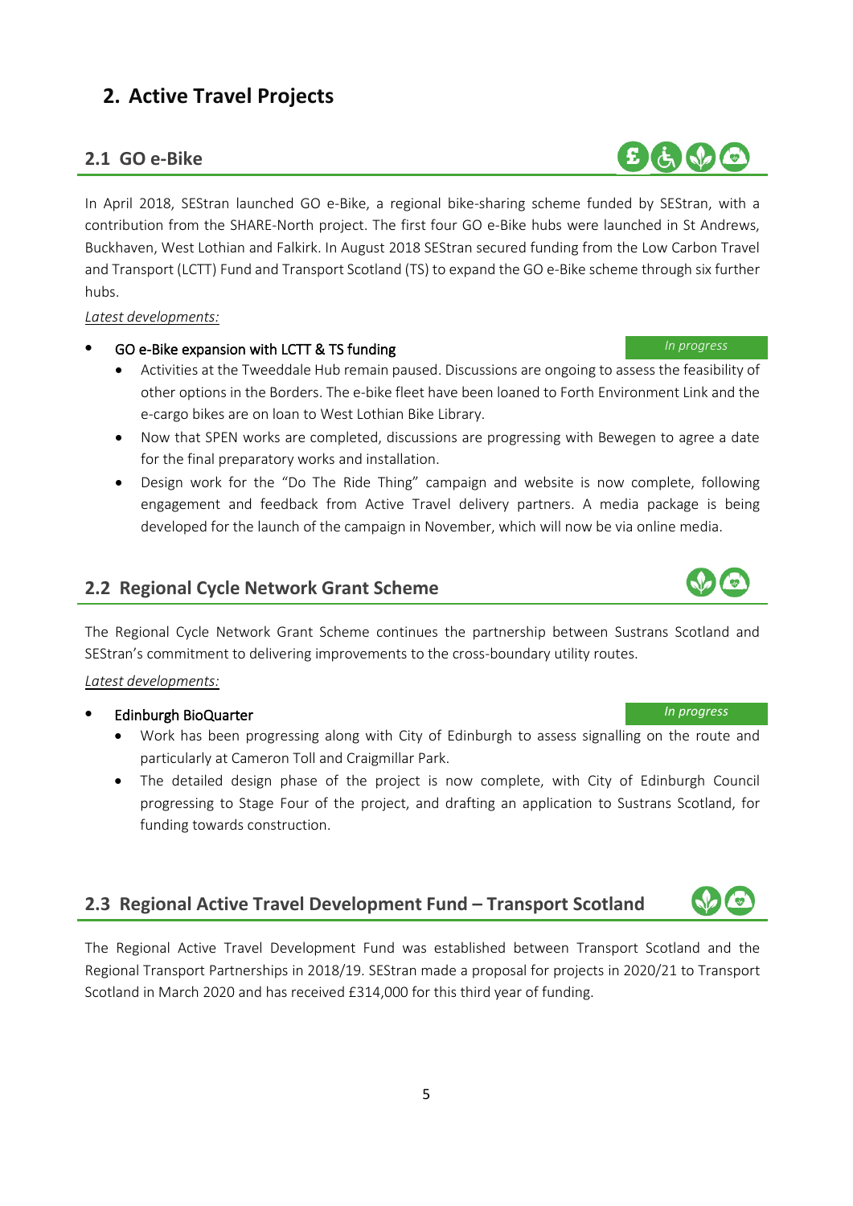# 2. Active Travel Projects

## 2.1 GO e-Bike

In April 2018, SEStran launched GO e-Bike, a regional bike-sharing scheme funded by SEStran, with a contribution from the SHARE-North project. The first four GO e-Bike hubs were launched in St Andrews, Buckhaven, West Lothian and Falkirk. In August 2018 SEStran secured funding from the Low Carbon Travel and Transport (LCTT) Fund and Transport Scotland (TS) to expand the GO e-Bike scheme through six further hubs.

*Latest developments:*

- GO e-Bike expansion with LCTT & TS funding — *In progress*
  - Activities at the Tweeddale Hub remain paused. Discussions are ongoing to assess the feasibility of other options in the Borders. The e-bike fleet have been loaned to Forth Environment Link and the e-cargo bikes are on loan to West Lothian Bike Library.
  - Now that SPEN works are completed, discussions are progressing with Bewegen to agree a date for the final preparatory works and installation.
  - Design work for the "Do The Ride Thing" campaign and website is now complete, following engagement and feedback from Active Travel delivery partners. A media package is being developed for the launch of the campaign in November, which will now be via online media.

## 2.2 Regional Cycle Network Grant Scheme

The Regional Cycle Network Grant Scheme continues the partnership between Sustrans Scotland and SEStran's commitment to delivering improvements to the cross-boundary utility routes.

*Latest developments:*

- Edinburgh BioQuarter — *In progress*
  - Work has been progressing along with City of Edinburgh to assess signalling on the route and particularly at Cameron Toll and Craigmillar Park.
  - The detailed design phase of the project is now complete, with City of Edinburgh Council progressing to Stage Four of the project, and drafting an application to Sustrans Scotland, for funding towards construction.

## 2.3 Regional Active Travel Development Fund – Transport Scotland

The Regional Active Travel Development Fund was established between Transport Scotland and the Regional Transport Partnerships in 2018/19. SEStran made a proposal for projects in 2020/21 to Transport Scotland in March 2020 and has received £314,000 for this third year of funding.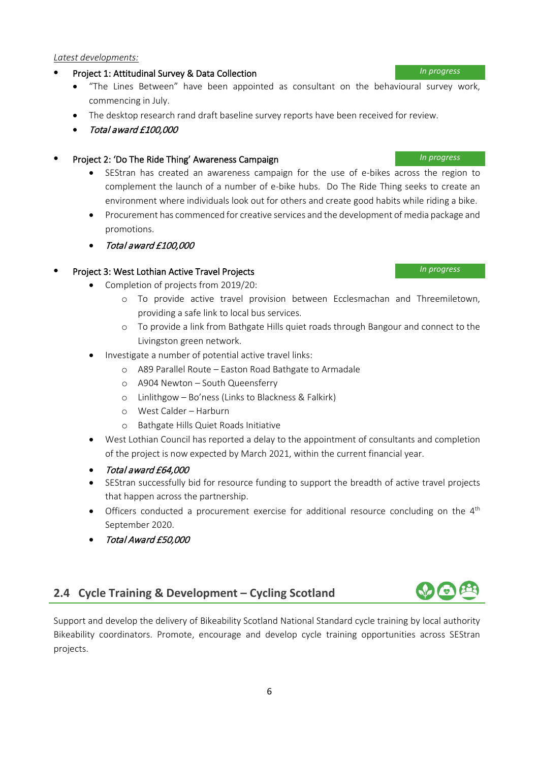*Latest developments:*

- Project 1: Attitudinal Survey & Data Collection — *In progress*
  - "The Lines Between" have been appointed as consultant on the behavioural survey work, commencing in July.
  - The desktop research rand draft baseline survey reports have been received for review.
  - *Total award £100,000*

- Project 2: 'Do The Ride Thing' Awareness Campaign — *In progress*
  - SEStran has created an awareness campaign for the use of e-bikes across the region to complement the launch of a number of e-bike hubs. Do The Ride Thing seeks to create an environment where individuals look out for others and create good habits while riding a bike.
  - Procurement has commenced for creative services and the development of media package and promotions.
  - *Total award £100,000*

- Project 3: West Lothian Active Travel Projects — *In progress*
  - Completion of projects from 2019/20:
    - To provide active travel provision between Ecclesmachan and Threemiletown, providing a safe link to local bus services.
    - To provide a link from Bathgate Hills quiet roads through Bangour and connect to the Livingston green network.
  - Investigate a number of potential active travel links:
    - A89 Parallel Route – Easton Road Bathgate to Armadale
    - A904 Newton – South Queensferry
    - Linlithgow – Bo'ness (Links to Blackness & Falkirk)
    - West Calder – Harburn
    - Bathgate Hills Quiet Roads Initiative
  - West Lothian Council has reported a delay to the appointment of consultants and completion of the project is now expected by March 2021, within the current financial year.
  - *Total award £64,000*
  - SEStran successfully bid for resource funding to support the breadth of active travel projects that happen across the partnership.
  - Officers conducted a procurement exercise for additional resource concluding on the 4th September 2020.
  - *Total Award £50,000*

## 2.4 Cycle Training & Development – Cycling Scotland

Support and develop the delivery of Bikeability Scotland National Standard cycle training by local authority Bikeability coordinators. Promote, encourage and develop cycle training opportunities across SEStran projects.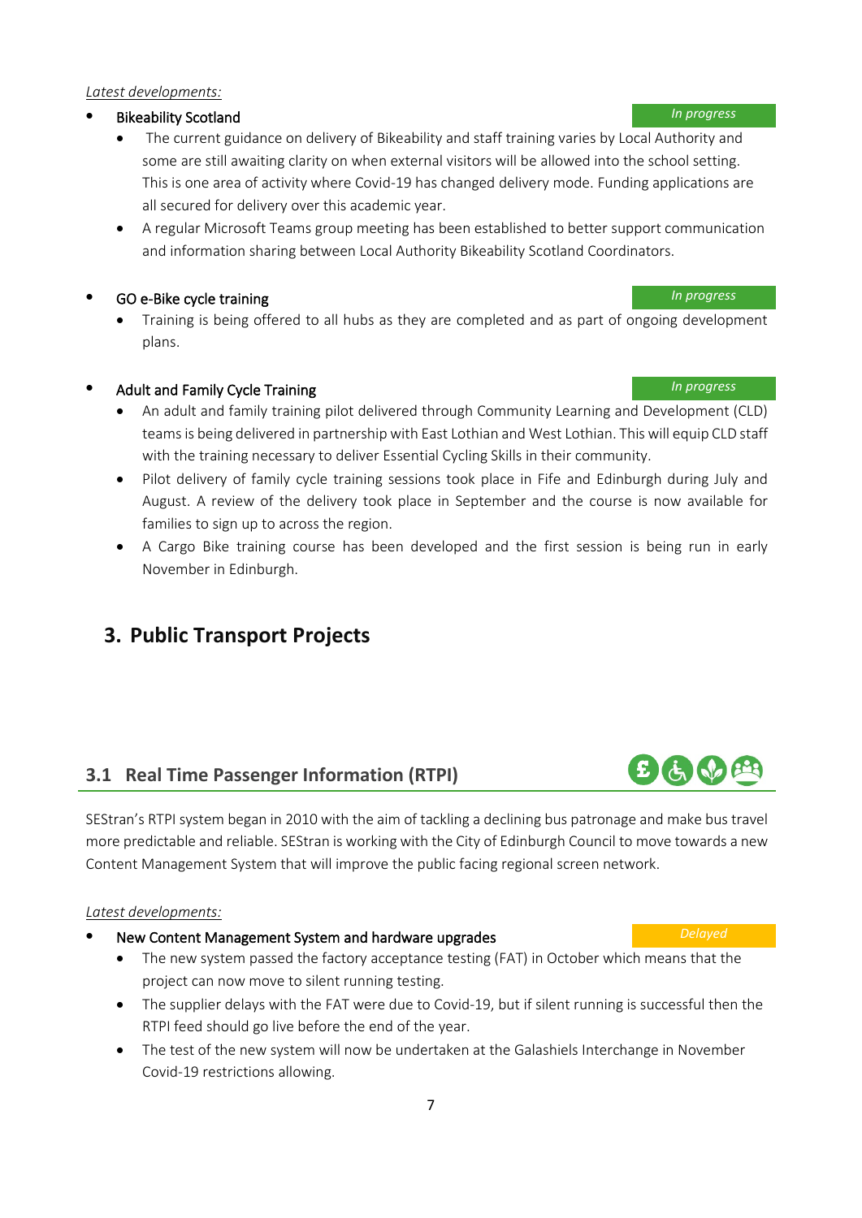*Latest developments:*

- Bikeability Scotland — *In progress*
    - The current guidance on delivery of Bikeability and staff training varies by Local Authority and some are still awaiting clarity on when external visitors will be allowed into the school setting. This is one area of activity where Covid-19 has changed delivery mode. Funding applications are all secured for delivery over this academic year.
    - A regular Microsoft Teams group meeting has been established to better support communication and information sharing between Local Authority Bikeability Scotland Coordinators.

- GO e-Bike cycle training — *In progress*
    - Training is being offered to all hubs as they are completed and as part of ongoing development plans.

- Adult and Family Cycle Training — *In progress*
    - An adult and family training pilot delivered through Community Learning and Development (CLD) teams is being delivered in partnership with East Lothian and West Lothian. This will equip CLD staff with the training necessary to deliver Essential Cycling Skills in their community.
    - Pilot delivery of family cycle training sessions took place in Fife and Edinburgh during July and August. A review of the delivery took place in September and the course is now available for families to sign up to across the region.
    - A Cargo Bike training course has been developed and the first session is being run in early November in Edinburgh.

# 3. Public Transport Projects

## 3.1 Real Time Passenger Information (RTPI)

SEStran's RTPI system began in 2010 with the aim of tackling a declining bus patronage and make bus travel more predictable and reliable. SEStran is working with the City of Edinburgh Council to move towards a new Content Management System that will improve the public facing regional screen network.

*Latest developments:*

- New Content Management System and hardware upgrades — *Delayed*
    - The new system passed the factory acceptance testing (FAT) in October which means that the project can now move to silent running testing.
    - The supplier delays with the FAT were due to Covid-19, but if silent running is successful then the RTPI feed should go live before the end of the year.
    - The test of the new system will now be undertaken at the Galashiels Interchange in November Covid-19 restrictions allowing.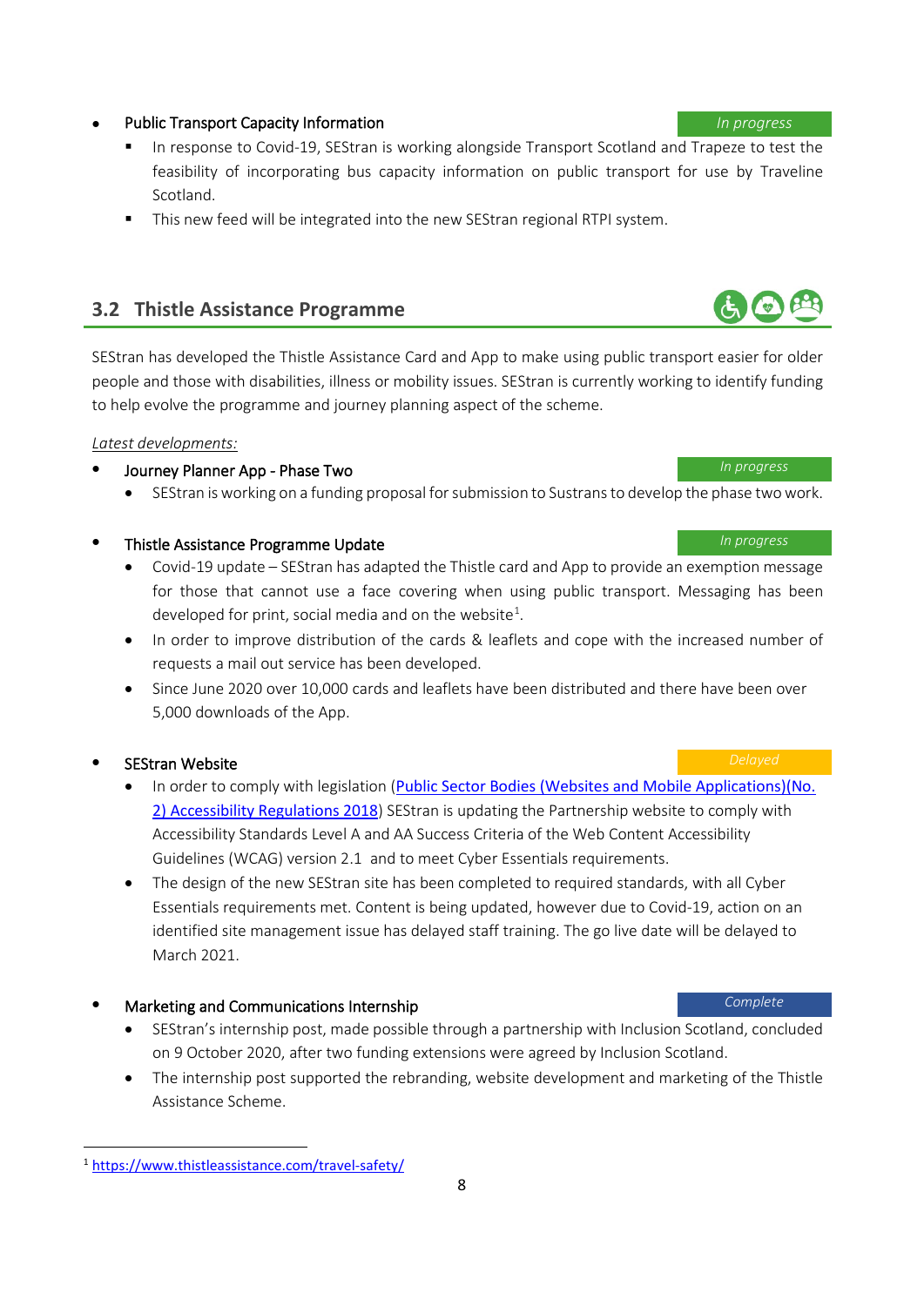- Public Transport Capacity Information *In progress*
  - In response to Covid-19, SEStran is working alongside Transport Scotland and Trapeze to test the feasibility of incorporating bus capacity information on public transport for use by Traveline Scotland.
  - This new feed will be integrated into the new SEStran regional RTPI system.

## 3.2 Thistle Assistance Programme

SEStran has developed the Thistle Assistance Card and App to make using public transport easier for older people and those with disabilities, illness or mobility issues. SEStran is currently working to identify funding to help evolve the programme and journey planning aspect of the scheme.

*Latest developments:*

- Journey Planner App - Phase Two *In progress*
  - SEStran is working on a funding proposal for submission to Sustrans to develop the phase two work.

- Thistle Assistance Programme Update *In progress*
  - Covid-19 update – SEStran has adapted the Thistle card and App to provide an exemption message for those that cannot use a face covering when using public transport. Messaging has been developed for print, social media and on the website[1].
  - In order to improve distribution of the cards & leaflets and cope with the increased number of requests a mail out service has been developed.
  - Since June 2020 over 10,000 cards and leaflets have been distributed and there have been over 5,000 downloads of the App.

- SEStran Website *Delayed*
  - In order to comply with legislation (Public Sector Bodies (Websites and Mobile Applications)(No. 2) Accessibility Regulations 2018) SEStran is updating the Partnership website to comply with Accessibility Standards Level A and AA Success Criteria of the Web Content Accessibility Guidelines (WCAG) version 2.1 and to meet Cyber Essentials requirements.
  - The design of the new SEStran site has been completed to required standards, with all Cyber Essentials requirements met. Content is being updated, however due to Covid-19, action on an identified site management issue has delayed staff training. The go live date will be delayed to March 2021.

- Marketing and Communications Internship *Complete*
  - SEStran's internship post, made possible through a partnership with Inclusion Scotland, concluded on 9 October 2020, after two funding extensions were agreed by Inclusion Scotland.
  - The internship post supported the rebranding, website development and marketing of the Thistle Assistance Scheme.

[1] https://www.thistleassistance.com/travel-safety/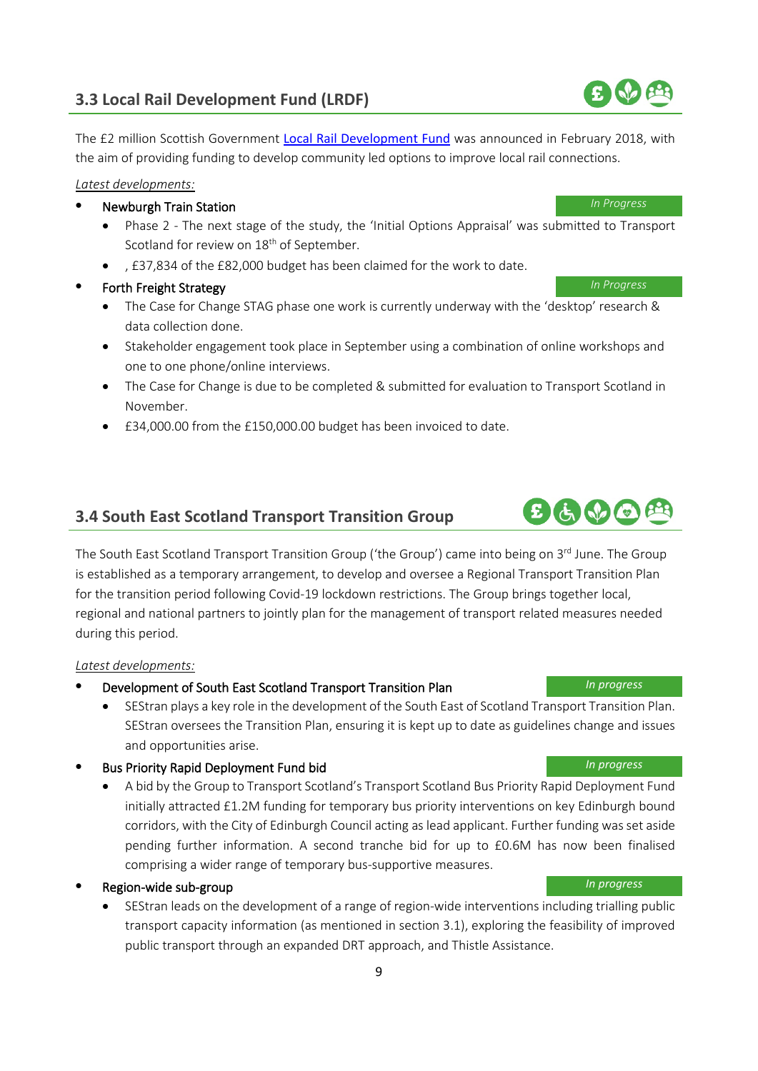## 3.3 Local Rail Development Fund (LRDF)

The £2 million Scottish Government Local Rail Development Fund was announced in February 2018, with the aim of providing funding to develop community led options to improve local rail connections.

*Latest developments:*

- Newburgh Train Station — *In Progress*
  - Phase 2 - The next stage of the study, the 'Initial Options Appraisal' was submitted to Transport Scotland for review on 18th of September.
  - , £37,834 of the £82,000 budget has been claimed for the work to date.
- Forth Freight Strategy — *In Progress*
  - The Case for Change STAG phase one work is currently underway with the 'desktop' research & data collection done.
  - Stakeholder engagement took place in September using a combination of online workshops and one to one phone/online interviews.
  - The Case for Change is due to be completed & submitted for evaluation to Transport Scotland in November.
  - £34,000.00 from the £150,000.00 budget has been invoiced to date.

## 3.4 South East Scotland Transport Transition Group

The South East Scotland Transport Transition Group ('the Group') came into being on 3rd June. The Group is established as a temporary arrangement, to develop and oversee a Regional Transport Transition Plan for the transition period following Covid-19 lockdown restrictions. The Group brings together local, regional and national partners to jointly plan for the management of transport related measures needed during this period.

*Latest developments:*

- Development of South East Scotland Transport Transition Plan — *In progress*
  - SEStran plays a key role in the development of the South East of Scotland Transport Transition Plan. SEStran oversees the Transition Plan, ensuring it is kept up to date as guidelines change and issues and opportunities arise.
- Bus Priority Rapid Deployment Fund bid — *In progress*
  - A bid by the Group to Transport Scotland's Transport Scotland Bus Priority Rapid Deployment Fund initially attracted £1.2M funding for temporary bus priority interventions on key Edinburgh bound corridors, with the City of Edinburgh Council acting as lead applicant. Further funding was set aside pending further information. A second tranche bid for up to £0.6M has now been finalised comprising a wider range of temporary bus-supportive measures.
- Region-wide sub-group — *In progress*
  - SEStran leads on the development of a range of region-wide interventions including trialling public transport capacity information (as mentioned in section 3.1), exploring the feasibility of improved public transport through an expanded DRT approach, and Thistle Assistance.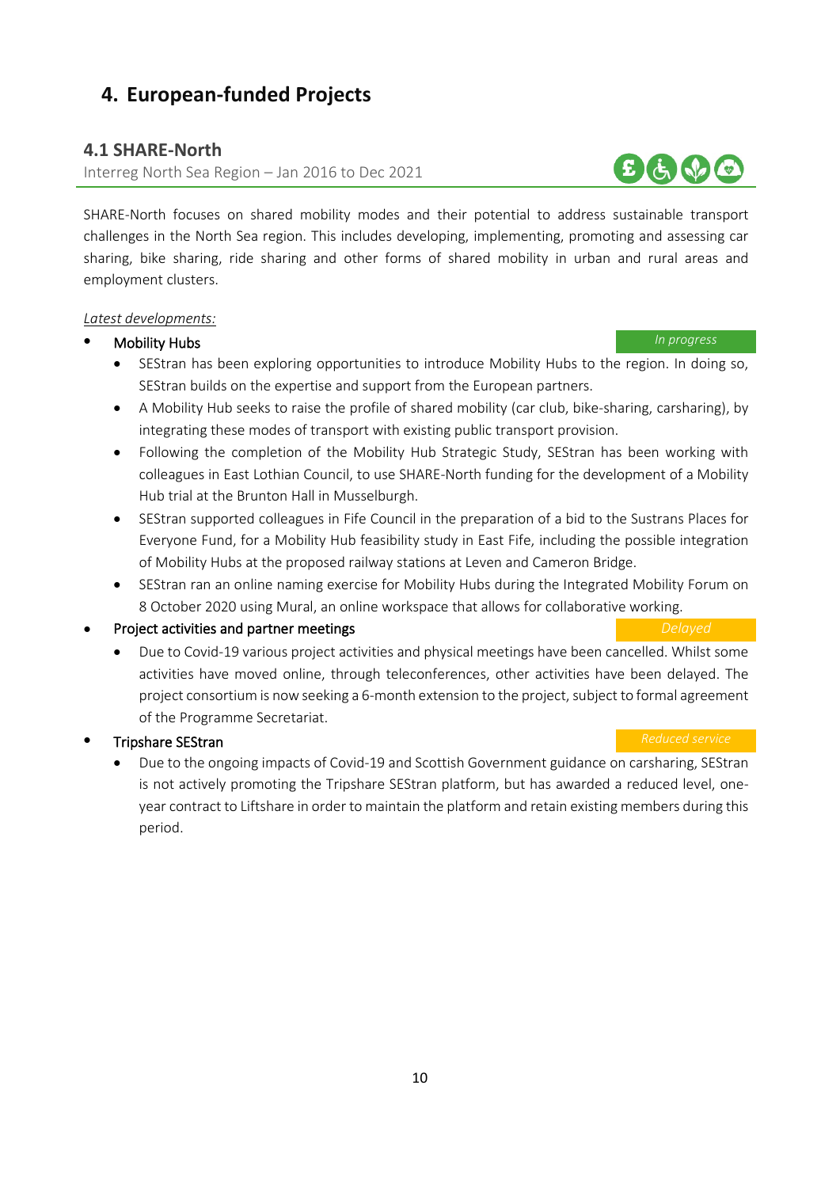# 4. European-funded Projects

## 4.1 SHARE-North

Interreg North Sea Region – Jan 2016 to Dec 2021

SHARE-North focuses on shared mobility modes and their potential to address sustainable transport challenges in the North Sea region. This includes developing, implementing, promoting and assessing car sharing, bike sharing, ride sharing and other forms of shared mobility in urban and rural areas and employment clusters.

*Latest developments:*

- Mobility Hubs — *In progress*
  - SEStran has been exploring opportunities to introduce Mobility Hubs to the region. In doing so, SEStran builds on the expertise and support from the European partners.
  - A Mobility Hub seeks to raise the profile of shared mobility (car club, bike-sharing, carsharing), by integrating these modes of transport with existing public transport provision.
  - Following the completion of the Mobility Hub Strategic Study, SEStran has been working with colleagues in East Lothian Council, to use SHARE-North funding for the development of a Mobility Hub trial at the Brunton Hall in Musselburgh.
  - SEStran supported colleagues in Fife Council in the preparation of a bid to the Sustrans Places for Everyone Fund, for a Mobility Hub feasibility study in East Fife, including the possible integration of Mobility Hubs at the proposed railway stations at Leven and Cameron Bridge.
  - SEStran ran an online naming exercise for Mobility Hubs during the Integrated Mobility Forum on 8 October 2020 using Mural, an online workspace that allows for collaborative working.
- Project activities and partner meetings — *Delayed*
  - Due to Covid-19 various project activities and physical meetings have been cancelled. Whilst some activities have moved online, through teleconferences, other activities have been delayed. The project consortium is now seeking a 6-month extension to the project, subject to formal agreement of the Programme Secretariat.
- Tripshare SEStran — *Reduced service*
  - Due to the ongoing impacts of Covid-19 and Scottish Government guidance on carsharing, SEStran is not actively promoting the Tripshare SEStran platform, but has awarded a reduced level, one-year contract to Liftshare in order to maintain the platform and retain existing members during this period.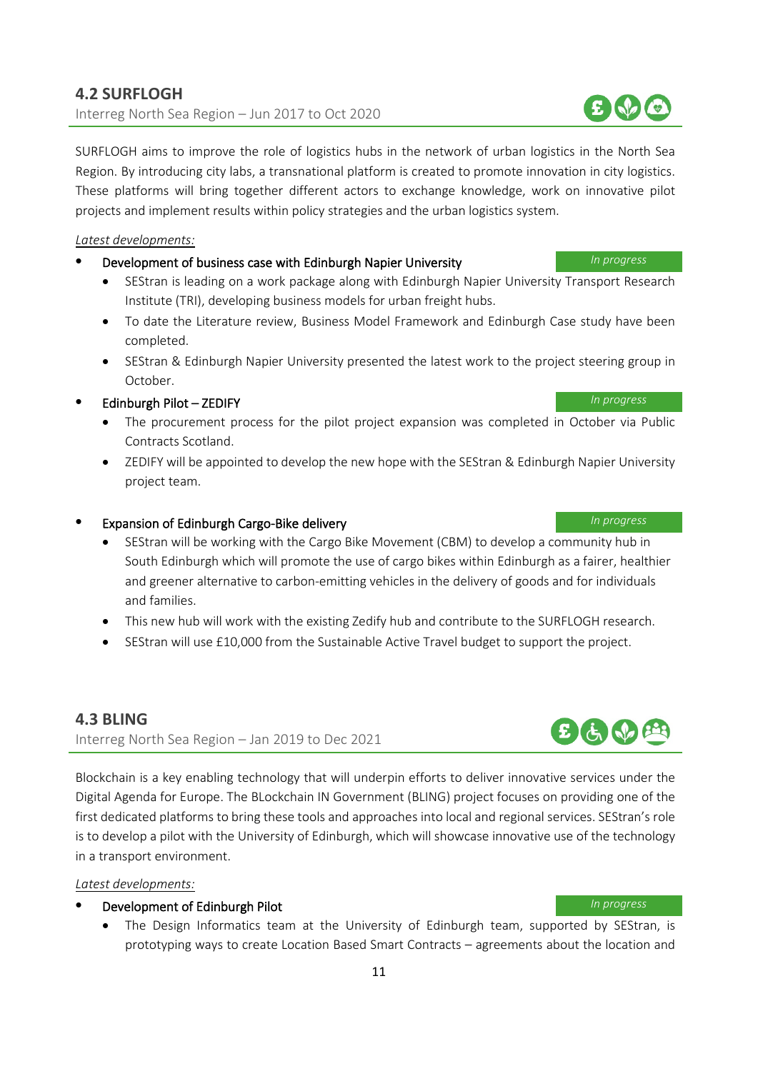## 4.2 SURFLOGH

Interreg North Sea Region – Jun 2017 to Oct 2020

SURFLOGH aims to improve the role of logistics hubs in the network of urban logistics in the North Sea Region. By introducing city labs, a transnational platform is created to promote innovation in city logistics. These platforms will bring together different actors to exchange knowledge, work on innovative pilot projects and implement results within policy strategies and the urban logistics system.

*Latest developments:*

- Development of business case with Edinburgh Napier University — *In progress*
  - SEStran is leading on a work package along with Edinburgh Napier University Transport Research Institute (TRI), developing business models for urban freight hubs.
  - To date the Literature review, Business Model Framework and Edinburgh Case study have been completed.
  - SEStran & Edinburgh Napier University presented the latest work to the project steering group in October.
- Edinburgh Pilot – ZEDIFY — *In progress*
  - The procurement process for the pilot project expansion was completed in October via Public Contracts Scotland.
  - ZEDIFY will be appointed to develop the new hope with the SEStran & Edinburgh Napier University project team.
- Expansion of Edinburgh Cargo-Bike delivery — *In progress*
  - SEStran will be working with the Cargo Bike Movement (CBM) to develop a community hub in South Edinburgh which will promote the use of cargo bikes within Edinburgh as a fairer, healthier and greener alternative to carbon-emitting vehicles in the delivery of goods and for individuals and families.
  - This new hub will work with the existing Zedify hub and contribute to the SURFLOGH research.
  - SEStran will use £10,000 from the Sustainable Active Travel budget to support the project.

## 4.3 BLING

Interreg North Sea Region – Jan 2019 to Dec 2021

Blockchain is a key enabling technology that will underpin efforts to deliver innovative services under the Digital Agenda for Europe. The BLockchain IN Government (BLING) project focuses on providing one of the first dedicated platforms to bring these tools and approaches into local and regional services. SEStran's role is to develop a pilot with the University of Edinburgh, which will showcase innovative use of the technology in a transport environment.

*Latest developments:*

- Development of Edinburgh Pilot — *In progress*
  - The Design Informatics team at the University of Edinburgh team, supported by SEStran, is prototyping ways to create Location Based Smart Contracts – agreements about the location and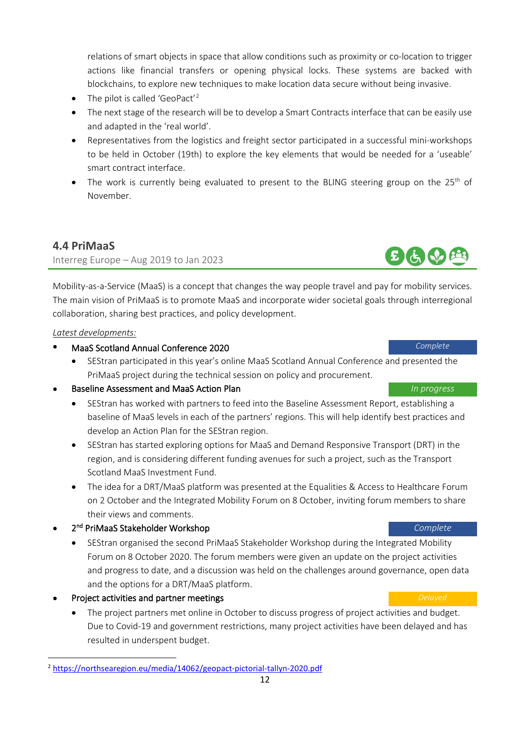relations of smart objects in space that allow conditions such as proximity or co-location to trigger actions like financial transfers or opening physical locks. These systems are backed with blockchains, to explore new techniques to make location data secure without being invasive.

- The pilot is called 'GeoPact'[2]
- The next stage of the research will be to develop a Smart Contracts interface that can be easily use and adapted in the 'real world'.
- Representatives from the logistics and freight sector participated in a successful mini-workshops to be held in October (19th) to explore the key elements that would be needed for a 'useable' smart contract interface.
- The work is currently being evaluated to present to the BLING steering group on the 25th of November.

## 4.4 PriMaaS

Interreg Europe – Aug 2019 to Jan 2023

Mobility-as-a-Service (MaaS) is a concept that changes the way people travel and pay for mobility services. The main vision of PriMaaS is to promote MaaS and incorporate wider societal goals through interregional collaboration, sharing best practices, and policy development.

*Latest developments:*

- MaaS Scotland Annual Conference 2020 — *Complete*
  - SEStran participated in this year's online MaaS Scotland Annual Conference and presented the PriMaaS project during the technical session on policy and procurement.
- Baseline Assessment and MaaS Action Plan — *In progress*
  - SEStran has worked with partners to feed into the Baseline Assessment Report, establishing a baseline of MaaS levels in each of the partners' regions. This will help identify best practices and develop an Action Plan for the SEStran region.
  - SEStran has started exploring options for MaaS and Demand Responsive Transport (DRT) in the region, and is considering different funding avenues for such a project, such as the Transport Scotland MaaS Investment Fund.
  - The idea for a DRT/MaaS platform was presented at the Equalities & Access to Healthcare Forum on 2 October and the Integrated Mobility Forum on 8 October, inviting forum members to share their views and comments.
- 2nd PriMaaS Stakeholder Workshop — *Complete*
  - SEStran organised the second PriMaaS Stakeholder Workshop during the Integrated Mobility Forum on 8 October 2020. The forum members were given an update on the project activities and progress to date, and a discussion was held on the challenges around governance, open data and the options for a DRT/MaaS platform.
- Project activities and partner meetings — *Delayed*
  - The project partners met online in October to discuss progress of project activities and budget. Due to Covid-19 and government restrictions, many project activities have been delayed and has resulted in underspent budget.

[2] https://northsearegion.eu/media/14062/geopact-pictorial-tallyn-2020.pdf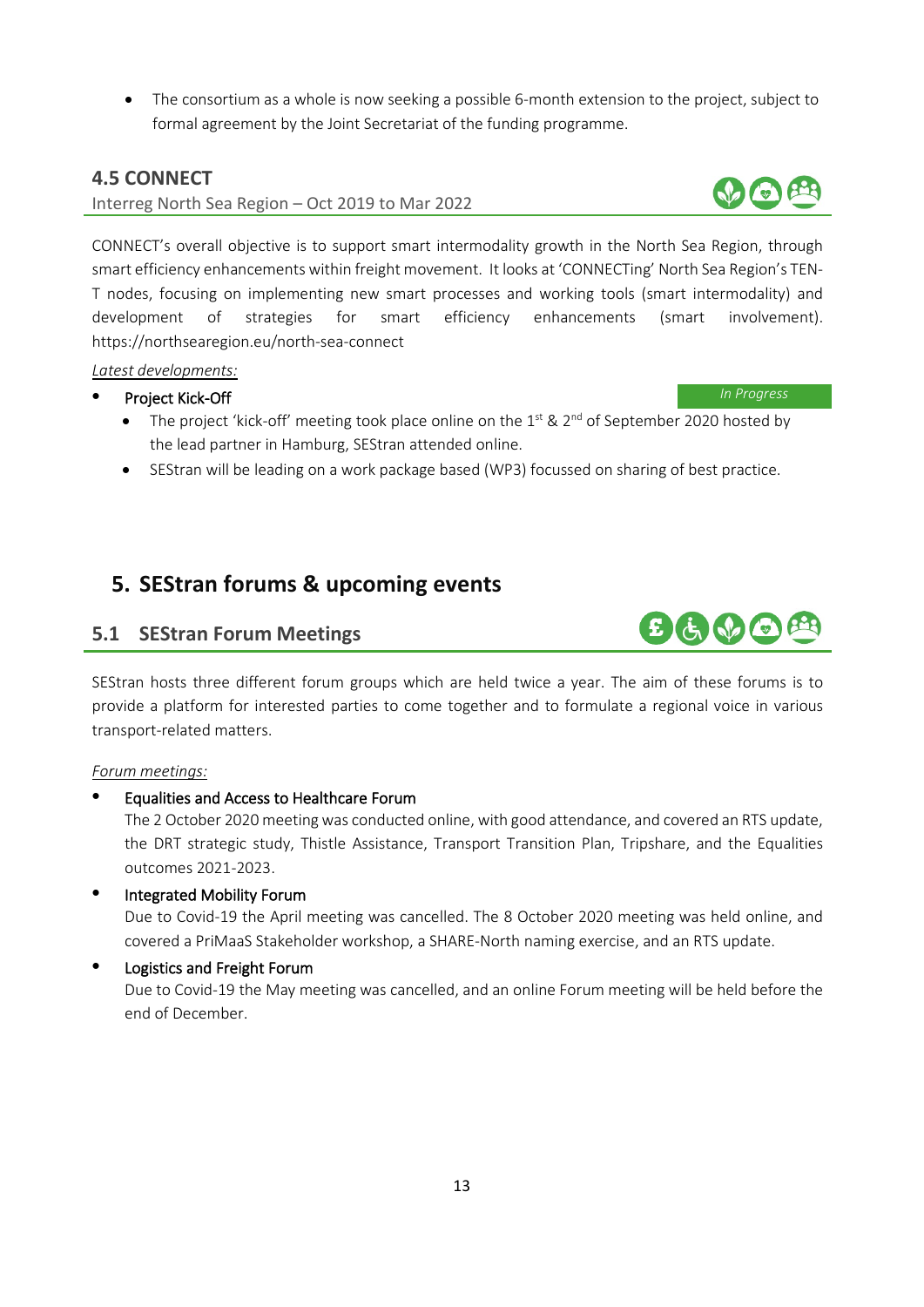- The consortium as a whole is now seeking a possible 6-month extension to the project, subject to formal agreement by the Joint Secretariat of the funding programme.

### 4.5 CONNECT

Interreg North Sea Region – Oct 2019 to Mar 2022

CONNECT's overall objective is to support smart intermodality growth in the North Sea Region, through smart efficiency enhancements within freight movement. It looks at 'CONNECTing' North Sea Region's TEN-T nodes, focusing on implementing new smart processes and working tools (smart intermodality) and development of strategies for smart efficiency enhancements (smart involvement). https://northsearegion.eu/north-sea-connect

*Latest developments:*

- Project Kick-Off — *In Progress*
    - The project 'kick-off' meeting took place online on the 1st & 2nd of September 2020 hosted by the lead partner in Hamburg, SEStran attended online.
    - SEStran will be leading on a work package based (WP3) focussed on sharing of best practice.

## 5. SEStran forums & upcoming events

### 5.1 SEStran Forum Meetings

SEStran hosts three different forum groups which are held twice a year. The aim of these forums is to provide a platform for interested parties to come together and to formulate a regional voice in various transport-related matters.

*Forum meetings:*

- Equalities and Access to Healthcare Forum
  The 2 October 2020 meeting was conducted online, with good attendance, and covered an RTS update, the DRT strategic study, Thistle Assistance, Transport Transition Plan, Tripshare, and the Equalities outcomes 2021-2023.
- Integrated Mobility Forum
  Due to Covid-19 the April meeting was cancelled. The 8 October 2020 meeting was held online, and covered a PriMaaS Stakeholder workshop, a SHARE-North naming exercise, and an RTS update.
- Logistics and Freight Forum
  Due to Covid-19 the May meeting was cancelled, and an online Forum meeting will be held before the end of December.